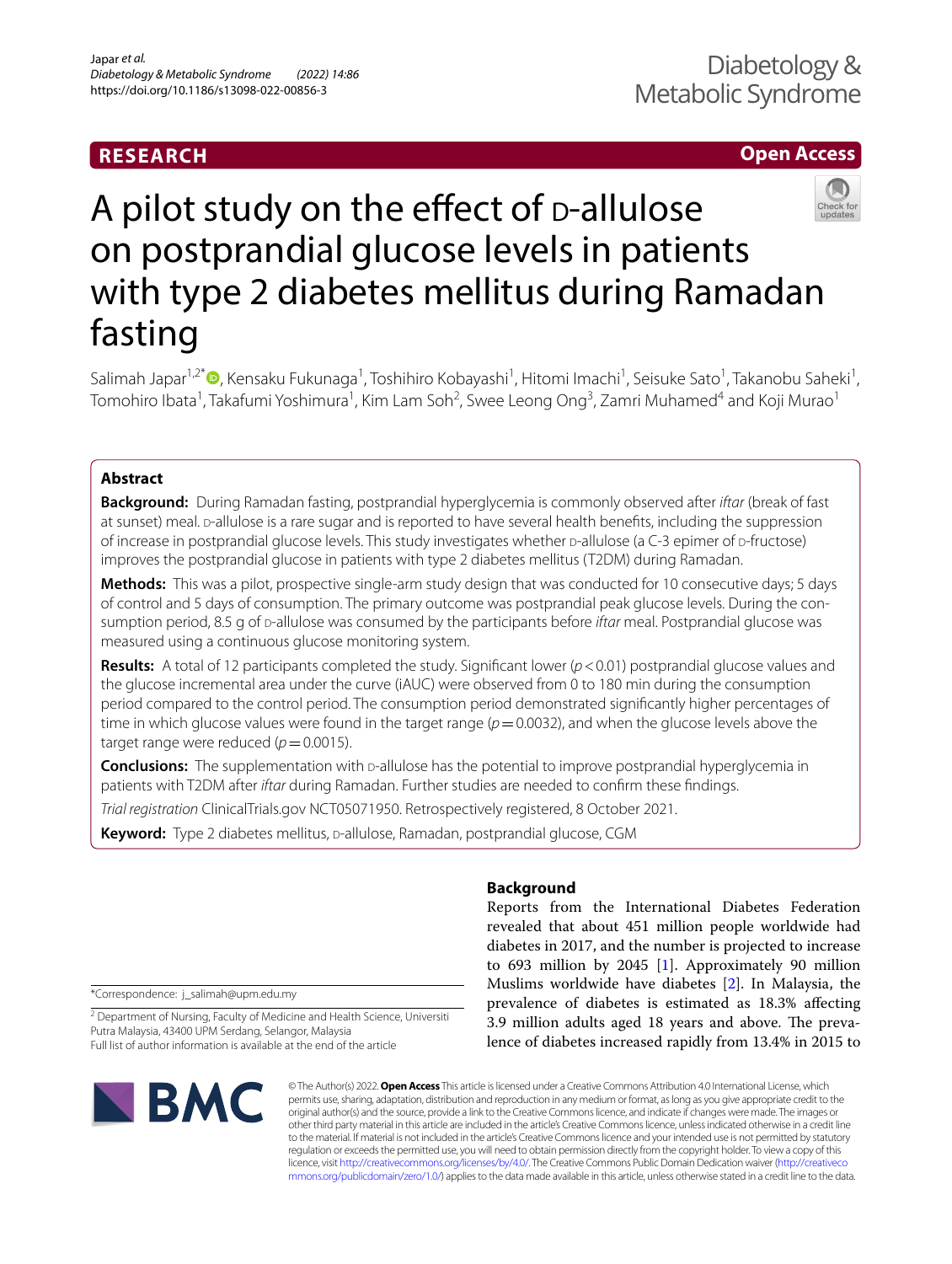RESEARCH

Open Access

# A pilot study on the effect of D-allulose on postprandial glucose levels in patients with type 2 diabetes mellitus during Ramadan fasting

Salimah Japar[1,2*], Kensaku Fukunaga[1], Toshihiro Kobayashi[1], Hitomi Imachi[1], Seisuke Sato[1], Takanobu Saheki[1], Tomohiro Ibata[1], Takafumi Yoshimura[1], Kim Lam Soh[2], Swee Leong Ong[3], Zamri Muhamed[4] and Koji Murao[1]

## Abstract

**Background:** During Ramadan fasting, postprandial hyperglycemia is commonly observed after *iftar* (break of fast at sunset) meal. D-allulose is a rare sugar and is reported to have several health benefits, including the suppression of increase in postprandial glucose levels. This study investigates whether D-allulose (a C-3 epimer of D-fructose) improves the postprandial glucose in patients with type 2 diabetes mellitus (T2DM) during Ramadan.

**Methods:** This was a pilot, prospective single-arm study design that was conducted for 10 consecutive days; 5 days of control and 5 days of consumption. The primary outcome was postprandial peak glucose levels. During the consumption period, 8.5 g of D-allulose was consumed by the participants before *iftar* meal. Postprandial glucose was measured using a continuous glucose monitoring system.

**Results:** A total of 12 participants completed the study. Significant lower ($p < 0.01$) postprandial glucose values and the glucose incremental area under the curve (iAUC) were observed from 0 to 180 min during the consumption period compared to the control period. The consumption period demonstrated significantly higher percentages of time in which glucose values were found in the target range ($p = 0.0032$), and when the glucose levels above the target range were reduced ($p = 0.0015$).

**Conclusions:** The supplementation with D-allulose has the potential to improve postprandial hyperglycemia in patients with T2DM after *iftar* during Ramadan. Further studies are needed to confirm these findings.

*Trial registration* ClinicalTrials.gov NCT05071950. Retrospectively registered, 8 October 2021.

**Keyword:** Type 2 diabetes mellitus, D-allulose, Ramadan, postprandial glucose, CGM

## Background

Reports from the International Diabetes Federation revealed that about 451 million people worldwide had diabetes in 2017, and the number is projected to increase to 693 million by 2045 [1]. Approximately 90 million Muslims worldwide have diabetes [2]. In Malaysia, the prevalence of diabetes is estimated as 18.3% affecting 3.9 million adults aged 18 years and above. The prevalence of diabetes increased rapidly from 13.4% in 2015 to

*Correspondence: j_salimah@upm.edu.my

[2] Department of Nursing, Faculty of Medicine and Health Science, Universiti Putra Malaysia, 43400 UPM Serdang, Selangor, Malaysia

Full list of author information is available at the end of the article

© The Author(s) 2022. **Open Access** This article is licensed under a Creative Commons Attribution 4.0 International License, which permits use, sharing, adaptation, distribution and reproduction in any medium or format, as long as you give appropriate credit to the original author(s) and the source, provide a link to the Creative Commons licence, and indicate if changes were made. The images or other third party material in this article are included in the article's Creative Commons licence, unless indicated otherwise in a credit line to the material. If material is not included in the article's Creative Commons licence and your intended use is not permitted by statutory regulation or exceeds the permitted use, you will need to obtain permission directly from the copyright holder. To view a copy of this licence, visit http://creativecommons.org/licenses/by/4.0/. The Creative Commons Public Domain Dedication waiver (http://creativecommons.org/publicdomain/zero/1.0/) applies to the data made available in this article, unless otherwise stated in a credit line to the data.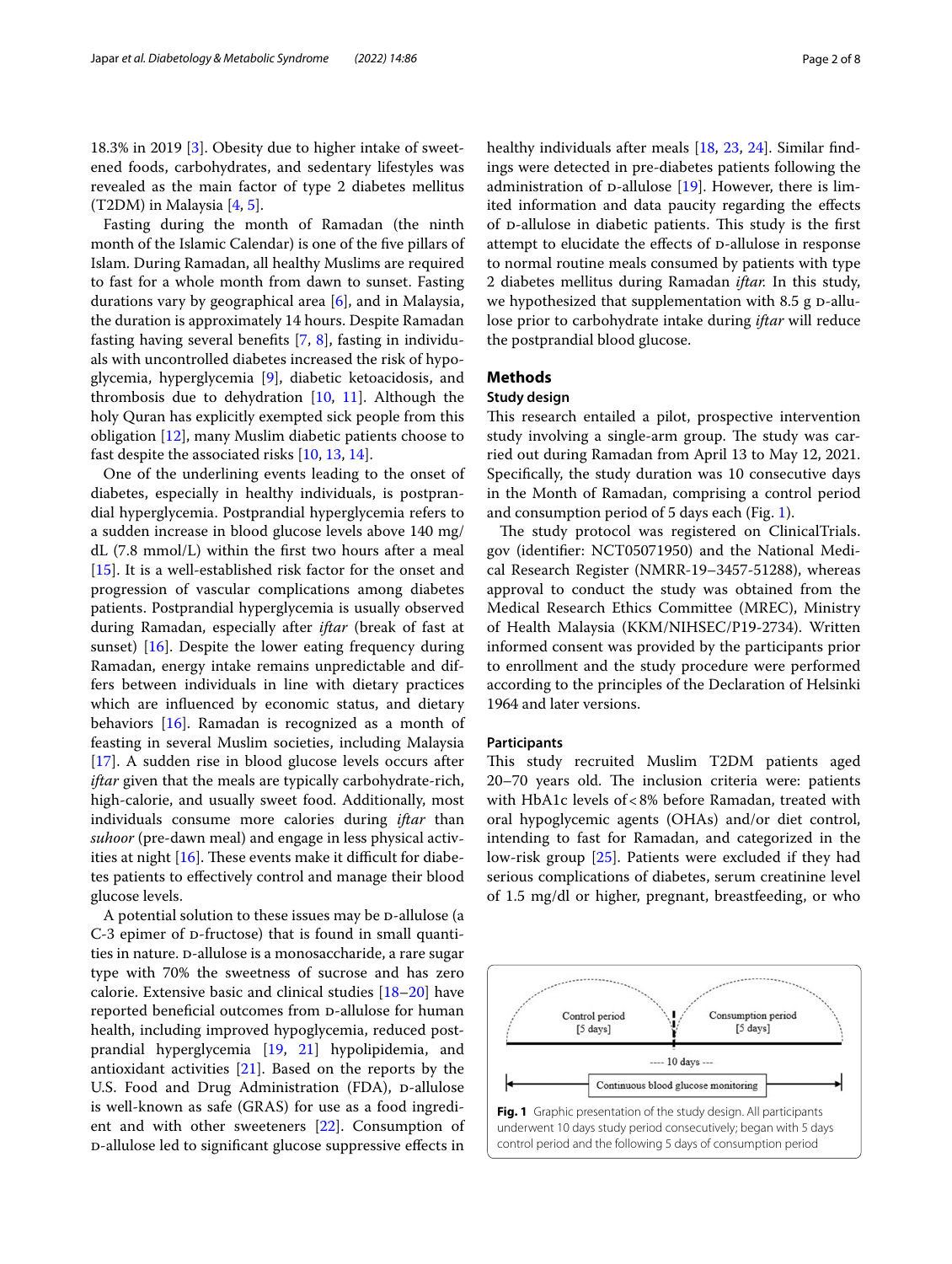18.3% in 2019 [3]. Obesity due to higher intake of sweetened foods, carbohydrates, and sedentary lifestyles was revealed as the main factor of type 2 diabetes mellitus (T2DM) in Malaysia [4, 5].

Fasting during the month of Ramadan (the ninth month of the Islamic Calendar) is one of the five pillars of Islam. During Ramadan, all healthy Muslims are required to fast for a whole month from dawn to sunset. Fasting durations vary by geographical area [6], and in Malaysia, the duration is approximately 14 hours. Despite Ramadan fasting having several benefits [7, 8], fasting in individuals with uncontrolled diabetes increased the risk of hypoglycemia, hyperglycemia [9], diabetic ketoacidosis, and thrombosis due to dehydration [10, 11]. Although the holy Quran has explicitly exempted sick people from this obligation [12], many Muslim diabetic patients choose to fast despite the associated risks [10, 13, 14].

One of the underlining events leading to the onset of diabetes, especially in healthy individuals, is postprandial hyperglycemia. Postprandial hyperglycemia refers to a sudden increase in blood glucose levels above 140 mg/dL (7.8 mmol/L) within the first two hours after a meal [15]. It is a well-established risk factor for the onset and progression of vascular complications among diabetes patients. Postprandial hyperglycemia is usually observed during Ramadan, especially after *iftar* (break of fast at sunset) [16]. Despite the lower eating frequency during Ramadan, energy intake remains unpredictable and differs between individuals in line with dietary practices which are influenced by economic status, and dietary behaviors [16]. Ramadan is recognized as a month of feasting in several Muslim societies, including Malaysia [17]. A sudden rise in blood glucose levels occurs after *iftar* given that the meals are typically carbohydrate-rich, high-calorie, and usually sweet food. Additionally, most individuals consume more calories during *iftar* than *suhoor* (pre-dawn meal) and engage in less physical activities at night [16]. These events make it difficult for diabetes patients to effectively control and manage their blood glucose levels.

A potential solution to these issues may be D-allulose (a C-3 epimer of D-fructose) that is found in small quantities in nature. D-allulose is a monosaccharide, a rare sugar type with 70% the sweetness of sucrose and has zero calorie. Extensive basic and clinical studies [18–20] have reported beneficial outcomes from D-allulose for human health, including improved hypoglycemia, reduced postprandial hyperglycemia [19, 21] hypolipidemia, and antioxidant activities [21]. Based on the reports by the U.S. Food and Drug Administration (FDA), D-allulose is well-known as safe (GRAS) for use as a food ingredient and with other sweeteners [22]. Consumption of D-allulose led to significant glucose suppressive effects in healthy individuals after meals [18, 23, 24]. Similar findings were detected in pre-diabetes patients following the administration of D-allulose [19]. However, there is limited information and data paucity regarding the effects of D-allulose in diabetic patients. This study is the first attempt to elucidate the effects of D-allulose in response to normal routine meals consumed by patients with type 2 diabetes mellitus during Ramadan *iftar.* In this study, we hypothesized that supplementation with 8.5 g D-allulose prior to carbohydrate intake during *iftar* will reduce the postprandial blood glucose.

## Methods

### Study design

This research entailed a pilot, prospective intervention study involving a single-arm group. The study was carried out during Ramadan from April 13 to May 12, 2021. Specifically, the study duration was 10 consecutive days in the Month of Ramadan, comprising a control period and consumption period of 5 days each (Fig. 1).

The study protocol was registered on ClinicalTrials.gov (identifier: NCT05071950) and the National Medical Research Register (NMRR-19–3457-51288), whereas approval to conduct the study was obtained from the Medical Research Ethics Committee (MREC), Ministry of Health Malaysia (KKM/NIHSEC/P19-2734). Written informed consent was provided by the participants prior to enrollment and the study procedure were performed according to the principles of the Declaration of Helsinki 1964 and later versions.

### Participants

This study recruited Muslim T2DM patients aged 20–70 years old. The inclusion criteria were: patients with HbA1c levels of < 8% before Ramadan, treated with oral hypoglycemic agents (OHAs) and/or diet control, intending to fast for Ramadan, and categorized in the low-risk group [25]. Patients were excluded if they had serious complications of diabetes, serum creatinine level of 1.5 mg/dl or higher, pregnant, breastfeeding, or who

Control period [5 days] | Consumption period [5 days] | ---- 10 days ---- | Continuous blood glucose monitoring

**Fig. 1** Graphic presentation of the study design. All participants underwent 10 days study period consecutively; began with 5 days control period and the following 5 days of consumption period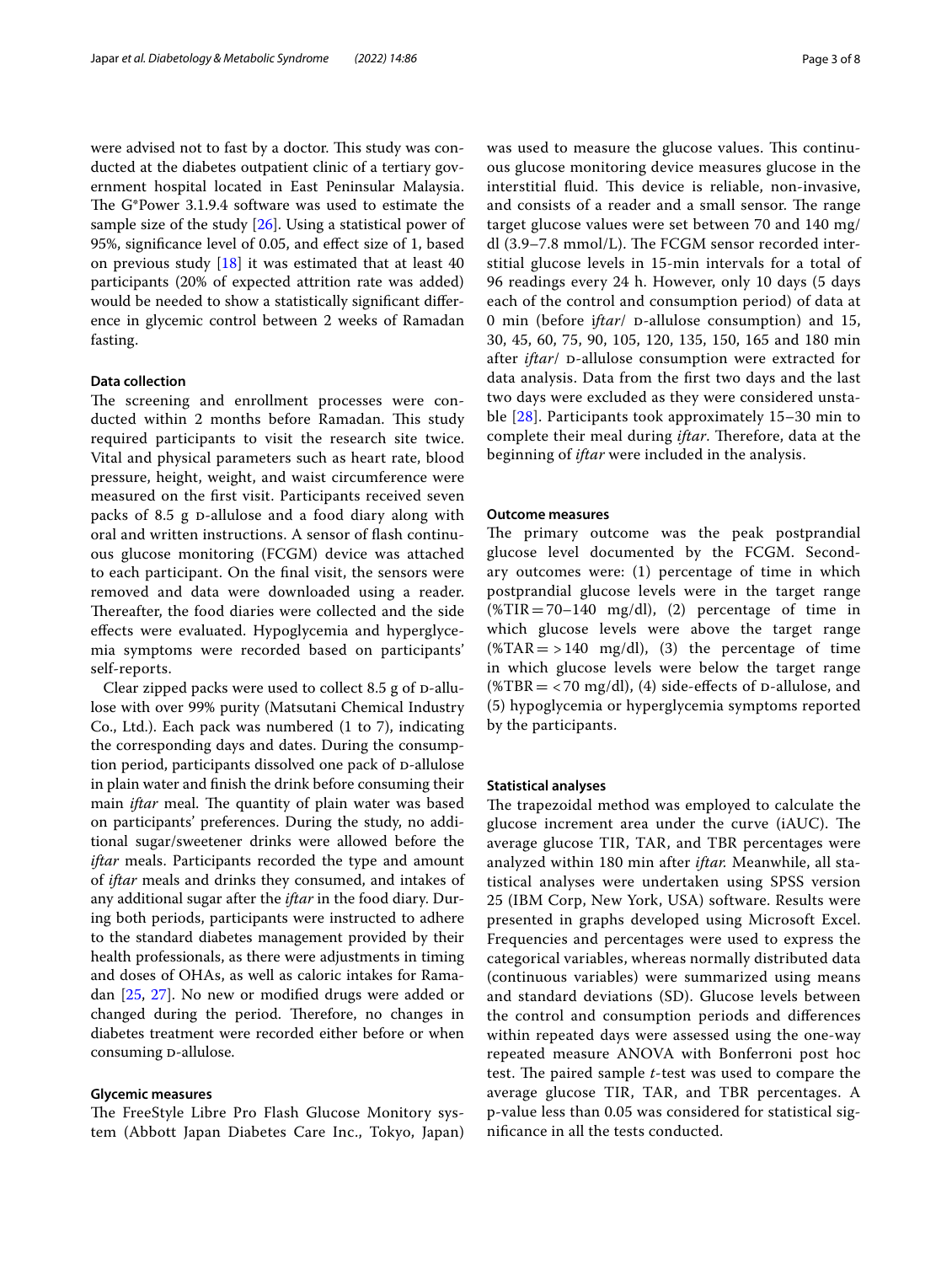were advised not to fast by a doctor. This study was conducted at the diabetes outpatient clinic of a tertiary government hospital located in East Peninsular Malaysia. The G*Power 3.1.9.4 software was used to estimate the sample size of the study [26]. Using a statistical power of 95%, significance level of 0.05, and effect size of 1, based on previous study [18] it was estimated that at least 40 participants (20% of expected attrition rate was added) would be needed to show a statistically significant difference in glycemic control between 2 weeks of Ramadan fasting.

### Data collection

The screening and enrollment processes were conducted within 2 months before Ramadan. This study required participants to visit the research site twice. Vital and physical parameters such as heart rate, blood pressure, height, weight, and waist circumference were measured on the first visit. Participants received seven packs of 8.5 g D-allulose and a food diary along with oral and written instructions. A sensor of flash continuous glucose monitoring (FCGM) device was attached to each participant. On the final visit, the sensors were removed and data were downloaded using a reader. Thereafter, the food diaries were collected and the side effects were evaluated. Hypoglycemia and hyperglycemia symptoms were recorded based on participants' self-reports.

Clear zipped packs were used to collect 8.5 g of D-allulose with over 99% purity (Matsutani Chemical Industry Co., Ltd.). Each pack was numbered (1 to 7), indicating the corresponding days and dates. During the consumption period, participants dissolved one pack of D-allulose in plain water and finish the drink before consuming their main *iftar* meal. The quantity of plain water was based on participants' preferences. During the study, no additional sugar/sweetener drinks were allowed before the *iftar* meals. Participants recorded the type and amount of *iftar* meals and drinks they consumed, and intakes of any additional sugar after the *iftar* in the food diary. During both periods, participants were instructed to adhere to the standard diabetes management provided by their health professionals, as there were adjustments in timing and doses of OHAs, as well as caloric intakes for Ramadan [25, 27]. No new or modified drugs were added or changed during the period. Therefore, no changes in diabetes treatment were recorded either before or when consuming D-allulose.

### Glycemic measures

The FreeStyle Libre Pro Flash Glucose Monitory system (Abbott Japan Diabetes Care Inc., Tokyo, Japan) was used to measure the glucose values. This continuous glucose monitoring device measures glucose in the interstitial fluid. This device is reliable, non-invasive, and consists of a reader and a small sensor. The range target glucose values were set between 70 and 140 mg/dl (3.9–7.8 mmol/L). The FCGM sensor recorded interstitial glucose levels in 15-min intervals for a total of 96 readings every 24 h. However, only 10 days (5 days each of the control and consumption period) of data at 0 min (before *iftar*/ D-allulose consumption) and 15, 30, 45, 60, 75, 90, 105, 120, 135, 150, 165 and 180 min after *iftar*/ D-allulose consumption were extracted for data analysis. Data from the first two days and the last two days were excluded as they were considered unstable [28]. Participants took approximately 15–30 min to complete their meal during *iftar*. Therefore, data at the beginning of *iftar* were included in the analysis.

### Outcome measures

The primary outcome was the peak postprandial glucose level documented by the FCGM. Secondary outcomes were: (1) percentage of time in which postprandial glucose levels were in the target range (%TIR = 70–140 mg/dl), (2) percentage of time in which glucose levels were above the target range (%TAR = > 140 mg/dl), (3) the percentage of time in which glucose levels were below the target range (%TBR = < 70 mg/dl), (4) side-effects of D-allulose, and (5) hypoglycemia or hyperglycemia symptoms reported by the participants.

### Statistical analyses

The trapezoidal method was employed to calculate the glucose increment area under the curve (iAUC). The average glucose TIR, TAR, and TBR percentages were analyzed within 180 min after *iftar.* Meanwhile, all statistical analyses were undertaken using SPSS version 25 (IBM Corp, New York, USA) software. Results were presented in graphs developed using Microsoft Excel. Frequencies and percentages were used to express the categorical variables, whereas normally distributed data (continuous variables) were summarized using means and standard deviations (SD). Glucose levels between the control and consumption periods and differences within repeated days were assessed using the one-way repeated measure ANOVA with Bonferroni post hoc test. The paired sample *t*-test was used to compare the average glucose TIR, TAR, and TBR percentages. A p-value less than 0.05 was considered for statistical significance in all the tests conducted.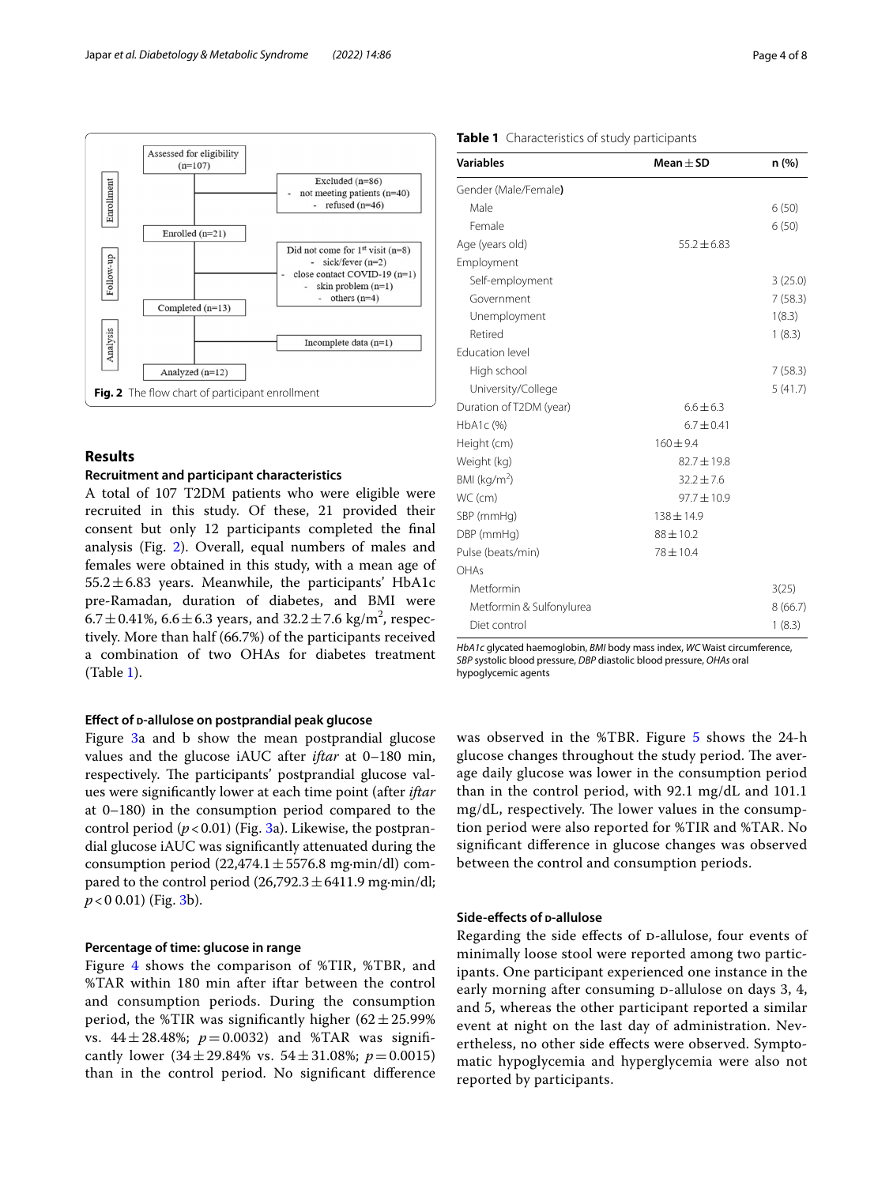Fig. 2 The flow chart of participant enrollment

## Results

### Recruitment and participant characteristics

A total of 107 T2DM patients who were eligible were recruited in this study. Of these, 21 provided their consent but only 12 participants completed the final analysis (Fig. 2). Overall, equal numbers of males and females were obtained in this study, with a mean age of 55.2 ± 6.83 years. Meanwhile, the participants' HbA1c pre-Ramadan, duration of diabetes, and BMI were 6.7 ± 0.41%, 6.6 ± 6.3 years, and 32.2 ± 7.6 kg/m$^2$, respectively. More than half (66.7%) of the participants received a combination of two OHAs for diabetes treatment (Table 1).

**Table 1** Characteristics of study participants

| Variables | Mean ± SD | n (%) |
|---|---|---|
| Gender (Male/Female) | | |
| Male | | 6 (50) |
| Female | | 6 (50) |
| Age (years old) | 55.2 ± 6.83 | |
| Employment | | |
| Self-employment | | 3 (25.0) |
| Government | | 7 (58.3) |
| Unemployment | | 1(8.3) |
| Retired | | 1 (8.3) |
| Education level | | |
| High school | | 7 (58.3) |
| University/College | | 5 (41.7) |
| Duration of T2DM (year) | 6.6 ± 6.3 | |
| HbA1c (%) | 6.7 ± 0.41 | |
| Height (cm) | 160 ± 9.4 | |
| Weight (kg) | 82.7 ± 19.8 | |
| BMI (kg/m$^2$) | 32.2 ± 7.6 | |
| WC (cm) | 97.7 ± 10.9 | |
| SBP (mmHg) | 138 ± 14.9 | |
| DBP (mmHg) | 88 ± 10.2 | |
| Pulse (beats/min) | 78 ± 10.4 | |
| OHAs | | |
| Metformin | | 3(25) |
| Metformin & Sulfonylurea | | 8 (66.7) |
| Diet control | | 1 (8.3) |

*HbA1c* glycated haemoglobin, *BMI* body mass index, *WC* Waist circumference, *SBP* systolic blood pressure, *DBP* diastolic blood pressure, *OHAs* oral hypoglycemic agents

### Effect of D-allulose on postprandial peak glucose

Figure 3a and b show the mean postprandial glucose values and the glucose iAUC after *iftar* at 0–180 min, respectively. The participants' postprandial glucose values were significantly lower at each time point (after *iftar* at 0–180) in the consumption period compared to the control period ($p < 0.01$) (Fig. 3a). Likewise, the postprandial glucose iAUC was significantly attenuated during the consumption period (22,474.1 ± 5576.8 mg·min/dl) compared to the control period (26,792.3 ± 6411.9 mg·min/dl; $p < 0$ 0.01) (Fig. 3b).

### Percentage of time: glucose in range

Figure 4 shows the comparison of %TIR, %TBR, and %TAR within 180 min after iftar between the control and consumption periods. During the consumption period, the %TIR was significantly higher (62 ± 25.99% vs. 44 ± 28.48%; $p = 0.0032$) and %TAR was significantly lower (34 ± 29.84% vs. 54 ± 31.08%; $p = 0.0015$) than in the control period. No significant difference was observed in the %TBR. Figure 5 shows the 24-h glucose changes throughout the study period. The average daily glucose was lower in the consumption period than in the control period, with 92.1 mg/dL and 101.1 mg/dL, respectively. The lower values in the consumption period were also reported for %TIR and %TAR. No significant difference in glucose changes was observed between the control and consumption periods.

### Side-effects of D-allulose

Regarding the side effects of D-allulose, four events of minimally loose stool were reported among two participants. One participant experienced one instance in the early morning after consuming D-allulose on days 3, 4, and 5, whereas the other participant reported a similar event at night on the last day of administration. Nevertheless, no other side effects were observed. Symptomatic hypoglycemia and hyperglycemia were also not reported by participants.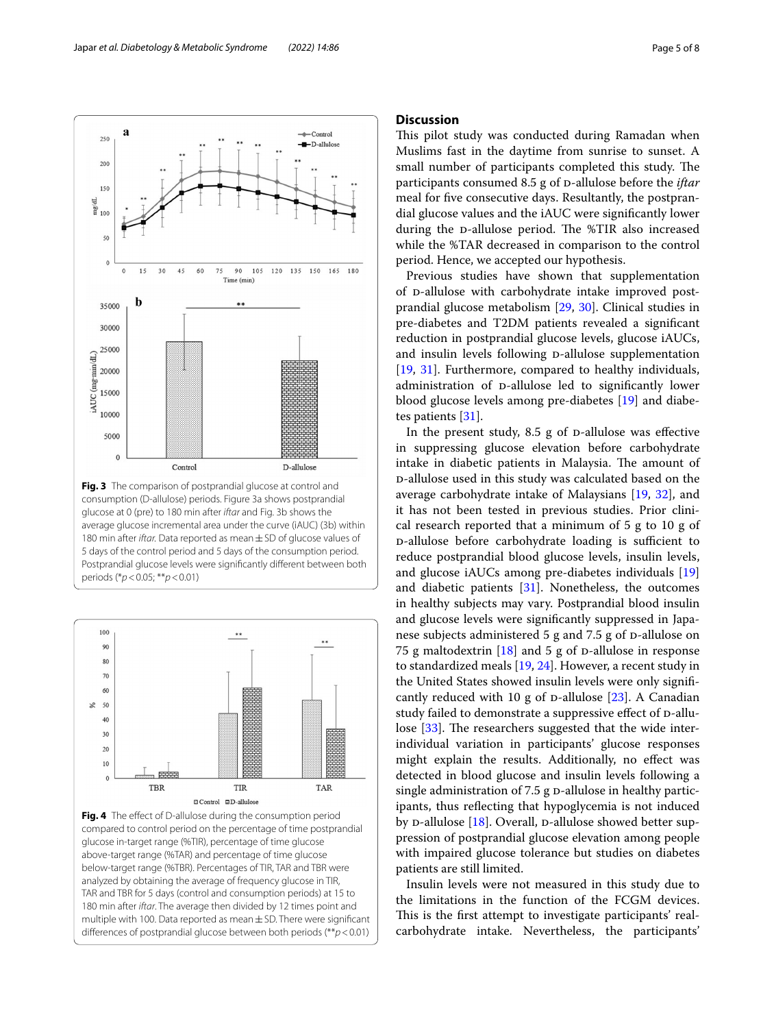Fig. 3 The comparison of postprandial glucose at control and consumption (D-allulose) periods. Figure 3a shows postprandial glucose at 0 (pre) to 180 min after *iftar* and Fig. 3b shows the average glucose incremental area under the curve (iAUC) (3b) within 180 min after *iftar*. Data reported as mean ± SD of glucose values of 5 days of the control period and 5 days of the consumption period. Postprandial glucose levels were significantly different between both periods (*$p < 0.05$; **$p < 0.01$)

Fig. 4 The effect of D-allulose during the consumption period compared to control period on the percentage of time postprandial glucose in-target range (%TIR), percentage of time glucose above-target range (%TAR) and percentage of time glucose below-target range (%TBR). Percentages of TIR, TAR and TBR were analyzed by obtaining the average of frequency glucose in TIR, TAR and TBR for 5 days (control and consumption periods) at 15 to 180 min after *iftar*. The average then divided by 12 times point and multiple with 100. Data reported as mean ± SD. There were significant differences of postprandial glucose between both periods (**$p < 0.01$)

## Discussion

This pilot study was conducted during Ramadan when Muslims fast in the daytime from sunrise to sunset. A small number of participants completed this study. The participants consumed 8.5 g of D-allulose before the *iftar* meal for five consecutive days. Resultantly, the postprandial glucose values and the iAUC were significantly lower during the D-allulose period. The %TIR also increased while the %TAR decreased in comparison to the control period. Hence, we accepted our hypothesis.

Previous studies have shown that supplementation of D-allulose with carbohydrate intake improved postprandial glucose metabolism [29, 30]. Clinical studies in pre-diabetes and T2DM patients revealed a significant reduction in postprandial glucose levels, glucose iAUCs, and insulin levels following D-allulose supplementation [19, 31]. Furthermore, compared to healthy individuals, administration of D-allulose led to significantly lower blood glucose levels among pre-diabetes [19] and diabetes patients [31].

In the present study, 8.5 g of D-allulose was effective in suppressing glucose elevation before carbohydrate intake in diabetic patients in Malaysia. The amount of D-allulose used in this study was calculated based on the average carbohydrate intake of Malaysians [19, 32], and it has not been tested in previous studies. Prior clinical research reported that a minimum of 5 g to 10 g of D-allulose before carbohydrate loading is sufficient to reduce postprandial blood glucose levels, insulin levels, and glucose iAUCs among pre-diabetes individuals [19] and diabetic patients [31]. Nonetheless, the outcomes in healthy subjects may vary. Postprandial blood insulin and glucose levels were significantly suppressed in Japanese subjects administered 5 g and 7.5 g of D-allulose on 75 g maltodextrin [18] and 5 g of D-allulose in response to standardized meals [19, 24]. However, a recent study in the United States showed insulin levels were only significantly reduced with 10 g of D-allulose [23]. A Canadian study failed to demonstrate a suppressive effect of D-allulose [33]. The researchers suggested that the wide inter-individual variation in participants' glucose responses might explain the results. Additionally, no effect was detected in blood glucose and insulin levels following a single administration of 7.5 g D-allulose in healthy participants, thus reflecting that hypoglycemia is not induced by D-allulose [18]. Overall, D-allulose showed better suppression of postprandial glucose elevation among people with impaired glucose tolerance but studies on diabetes patients are still limited.

Insulin levels were not measured in this study due to the limitations in the function of the FCGM devices. This is the first attempt to investigate participants' real-carbohydrate intake. Nevertheless, the participants'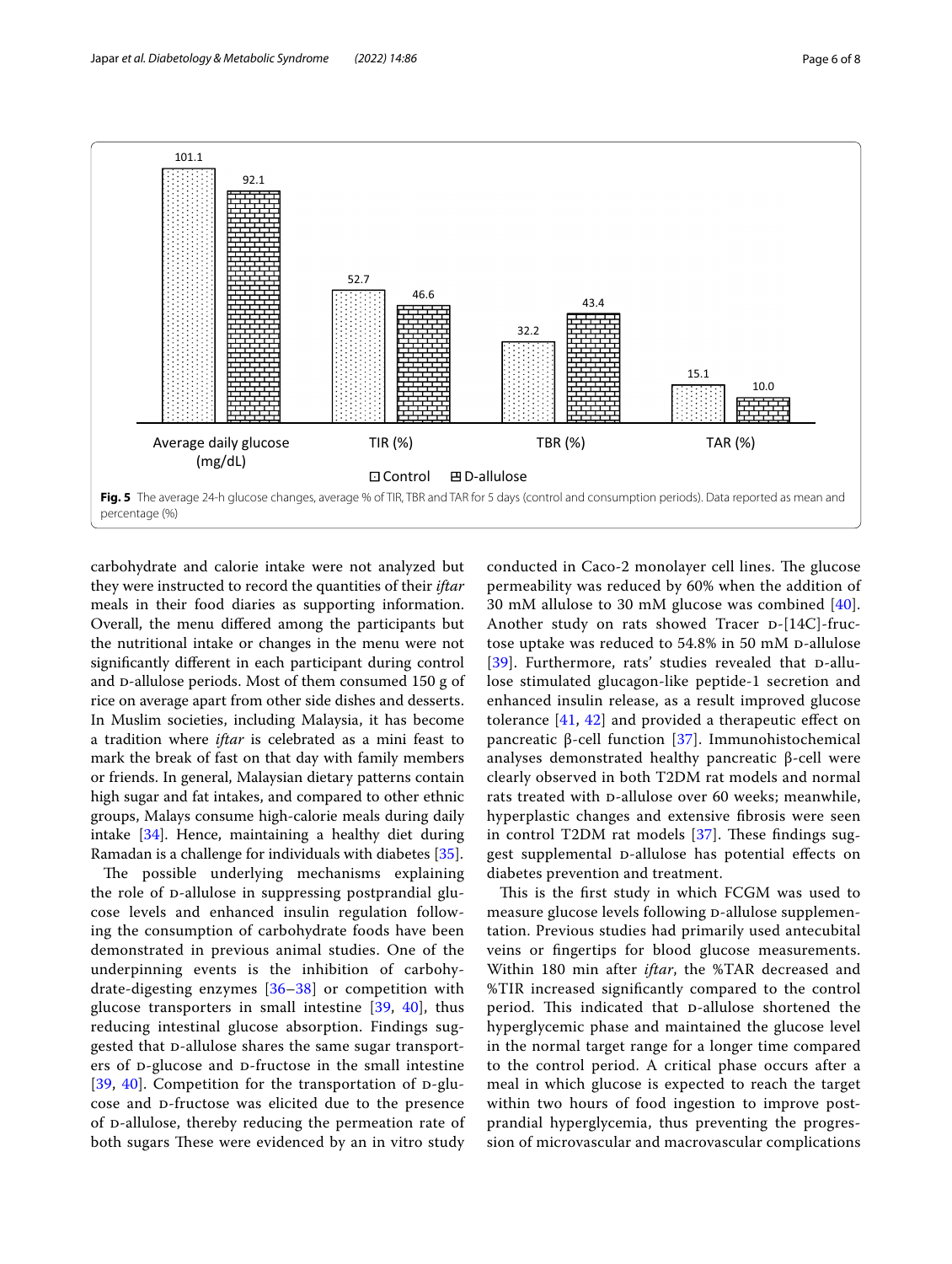Fig. 5 The average 24-h glucose changes, average % of TIR, TBR and TAR for 5 days (control and consumption periods). Data reported as mean and percentage (%)

carbohydrate and calorie intake were not analyzed but they were instructed to record the quantities of their *iftar* meals in their food diaries as supporting information. Overall, the menu differed among the participants but the nutritional intake or changes in the menu were not significantly different in each participant during control and D-allulose periods. Most of them consumed 150 g of rice on average apart from other side dishes and desserts. In Muslim societies, including Malaysia, it has become a tradition where *iftar* is celebrated as a mini feast to mark the break of fast on that day with family members or friends. In general, Malaysian dietary patterns contain high sugar and fat intakes, and compared to other ethnic groups, Malays consume high-calorie meals during daily intake [34]. Hence, maintaining a healthy diet during Ramadan is a challenge for individuals with diabetes [35].

The possible underlying mechanisms explaining the role of D-allulose in suppressing postprandial glucose levels and enhanced insulin regulation following the consumption of carbohydrate foods have been demonstrated in previous animal studies. One of the underpinning events is the inhibition of carbohydrate-digesting enzymes [36–38] or competition with glucose transporters in small intestine [39, 40], thus reducing intestinal glucose absorption. Findings suggested that D-allulose shares the same sugar transporters of D-glucose and D-fructose in the small intestine [39, 40]. Competition for the transportation of D-glucose and D-fructose was elicited due to the presence of D-allulose, thereby reducing the permeation rate of both sugars These were evidenced by an in vitro study conducted in Caco-2 monolayer cell lines. The glucose permeability was reduced by 60% when the addition of 30 mM allulose to 30 mM glucose was combined [40]. Another study on rats showed Tracer D-[14C]-fructose uptake was reduced to 54.8% in 50 mM D-allulose [39]. Furthermore, rats' studies revealed that D-allulose stimulated glucagon-like peptide-1 secretion and enhanced insulin release, as a result improved glucose tolerance [41, 42] and provided a therapeutic effect on pancreatic β-cell function [37]. Immunohistochemical analyses demonstrated healthy pancreatic β-cell were clearly observed in both T2DM rat models and normal rats treated with D-allulose over 60 weeks; meanwhile, hyperplastic changes and extensive fibrosis were seen in control T2DM rat models [37]. These findings suggest supplemental D-allulose has potential effects on diabetes prevention and treatment.

This is the first study in which FCGM was used to measure glucose levels following D-allulose supplementation. Previous studies had primarily used antecubital veins or fingertips for blood glucose measurements. Within 180 min after *iftar*, the %TAR decreased and %TIR increased significantly compared to the control period. This indicated that D-allulose shortened the hyperglycemic phase and maintained the glucose level in the normal target range for a longer time compared to the control period. A critical phase occurs after a meal in which glucose is expected to reach the target within two hours of food ingestion to improve postprandial hyperglycemia, thus preventing the progression of microvascular and macrovascular complications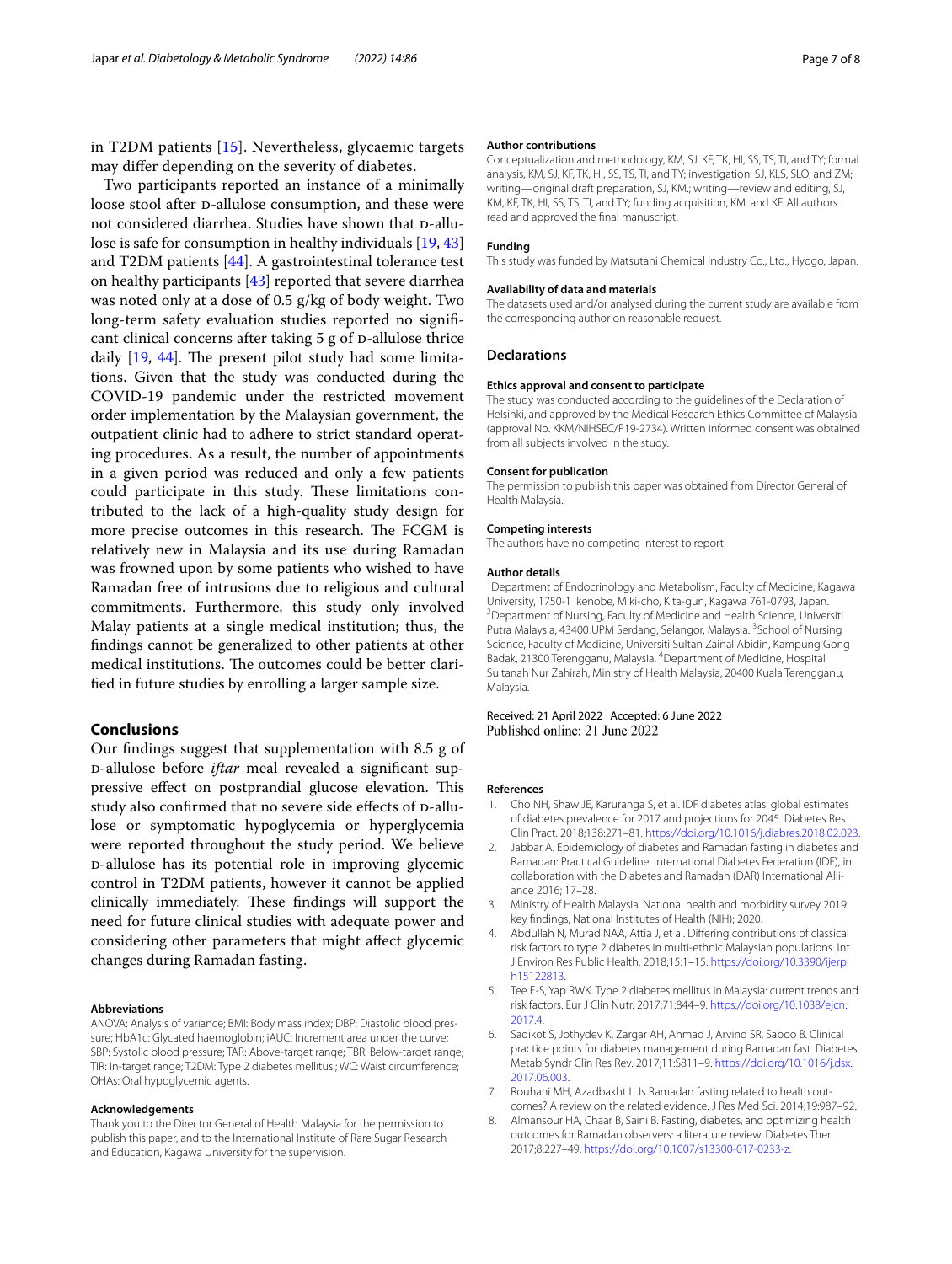in T2DM patients [15]. Nevertheless, glycaemic targets may differ depending on the severity of diabetes.

Two participants reported an instance of a minimally loose stool after D-allulose consumption, and these were not considered diarrhea. Studies have shown that D-allulose is safe for consumption in healthy individuals [19, 43] and T2DM patients [44]. A gastrointestinal tolerance test on healthy participants [43] reported that severe diarrhea was noted only at a dose of 0.5 g/kg of body weight. Two long-term safety evaluation studies reported no significant clinical concerns after taking 5 g of D-allulose thrice daily [19, 44]. The present pilot study had some limitations. Given that the study was conducted during the COVID-19 pandemic under the restricted movement order implementation by the Malaysian government, the outpatient clinic had to adhere to strict standard operating procedures. As a result, the number of appointments in a given period was reduced and only a few patients could participate in this study. These limitations contributed to the lack of a high-quality study design for more precise outcomes in this research. The FCGM is relatively new in Malaysia and its use during Ramadan was frowned upon by some patients who wished to have Ramadan free of intrusions due to religious and cultural commitments. Furthermore, this study only involved Malay patients at a single medical institution; thus, the findings cannot be generalized to other patients at other medical institutions. The outcomes could be better clarified in future studies by enrolling a larger sample size.

## Conclusions

Our findings suggest that supplementation with 8.5 g of D-allulose before *iftar* meal revealed a significant suppressive effect on postprandial glucose elevation. This study also confirmed that no severe side effects of D-allulose or symptomatic hypoglycemia or hyperglycemia were reported throughout the study period. We believe D-allulose has its potential role in improving glycemic control in T2DM patients, however it cannot be applied clinically immediately. These findings will support the need for future clinical studies with adequate power and considering other parameters that might affect glycemic changes during Ramadan fasting.

#### Abbreviations

ANOVA: Analysis of variance; BMI: Body mass index; DBP: Diastolic blood pressure; HbA1c: Glycated haemoglobin; iAUC: Increment area under the curve; SBP: Systolic blood pressure; TAR: Above-target range; TBR: Below-target range; TIR: In-target range; T2DM: Type 2 diabetes mellitus.; WC: Waist circumference; OHAs: Oral hypoglycemic agents.

#### Acknowledgements

Thank you to the Director General of Health Malaysia for the permission to publish this paper, and to the International Institute of Rare Sugar Research and Education, Kagawa University for the supervision.

#### Author contributions

Conceptualization and methodology, KM, SJ, KF, TK, HI, SS, TS, TI, and TY; formal analysis, KM, SJ, KF, TK, HI, SS, TS, TI, and TY; investigation, SJ, KLS, SLO, and ZM; writing—original draft preparation, SJ, KM.; writing—review and editing, SJ, KM, KF, TK, HI, SS, TS, TI, and TY; funding acquisition, KM. and KF. All authors read and approved the final manuscript.

#### Funding

This study was funded by Matsutani Chemical Industry Co., Ltd., Hyogo, Japan.

#### Availability of data and materials

The datasets used and/or analysed during the current study are available from the corresponding author on reasonable request.

### Declarations

#### Ethics approval and consent to participate

The study was conducted according to the guidelines of the Declaration of Helsinki, and approved by the Medical Research Ethics Committee of Malaysia (approval No. KKM/NIHSEC/P19-2734). Written informed consent was obtained from all subjects involved in the study.

#### Consent for publication

The permission to publish this paper was obtained from Director General of Health Malaysia.

#### Competing interests

The authors have no competing interest to report.

#### Author details

[1]Department of Endocrinology and Metabolism, Faculty of Medicine, Kagawa University, 1750-1 Ikenobe, Miki-cho, Kita-gun, Kagawa 761-0793, Japan. [2]Department of Nursing, Faculty of Medicine and Health Science, Universiti Putra Malaysia, 43400 UPM Serdang, Selangor, Malaysia. [3]School of Nursing Science, Faculty of Medicine, Universiti Sultan Zainal Abidin, Kampung Gong Badak, 21300 Terengganu, Malaysia. [4]Department of Medicine, Hospital Sultanah Nur Zahirah, Ministry of Health Malaysia, 20400 Kuala Terengganu, Malaysia.

Received: 21 April 2022 Accepted: 6 June 2022
Published online: 21 June 2022

#### References

1. Cho NH, Shaw JE, Karuranga S, et al. IDF diabetes atlas: global estimates of diabetes prevalence for 2017 and projections for 2045. Diabetes Res Clin Pract. 2018;138:271–81. https://doi.org/10.1016/j.diabres.2018.02.023.
2. Jabbar A. Epidemiology of diabetes and Ramadan fasting in diabetes and Ramadan: Practical Guideline. International Diabetes Federation (IDF), in collaboration with the Diabetes and Ramadan (DAR) International Alliance 2016; 17–28.
3. Ministry of Health Malaysia. National health and morbidity survey 2019: key findings, National Institutes of Health (NIH); 2020.
4. Abdullah N, Murad NAA, Attia J, et al. Differing contributions of classical risk factors to type 2 diabetes in multi-ethnic Malaysian populations. Int J Environ Res Public Health. 2018;15:1–15. https://doi.org/10.3390/ijerph15122813.
5. Tee E-S, Yap RWK. Type 2 diabetes mellitus in Malaysia: current trends and risk factors. Eur J Clin Nutr. 2017;71:844–9. https://doi.org/10.1038/ejcn.2017.4.
6. Sadikot S, Jothydev K, Zargar AH, Ahmad J, Arvind SR, Saboo B. Clinical practice points for diabetes management during Ramadan fast. Diabetes Metab Syndr Clin Res Rev. 2017;11:S811–9. https://doi.org/10.1016/j.dsx.2017.06.003.
7. Rouhani MH, Azadbakht L. Is Ramadan fasting related to health outcomes? A review on the related evidence. J Res Med Sci. 2014;19:987–92.
8. Almansour HA, Chaar B, Saini B. Fasting, diabetes, and optimizing health outcomes for Ramadan observers: a literature review. Diabetes Ther. 2017;8:227–49. https://doi.org/10.1007/s13300-017-0233-z.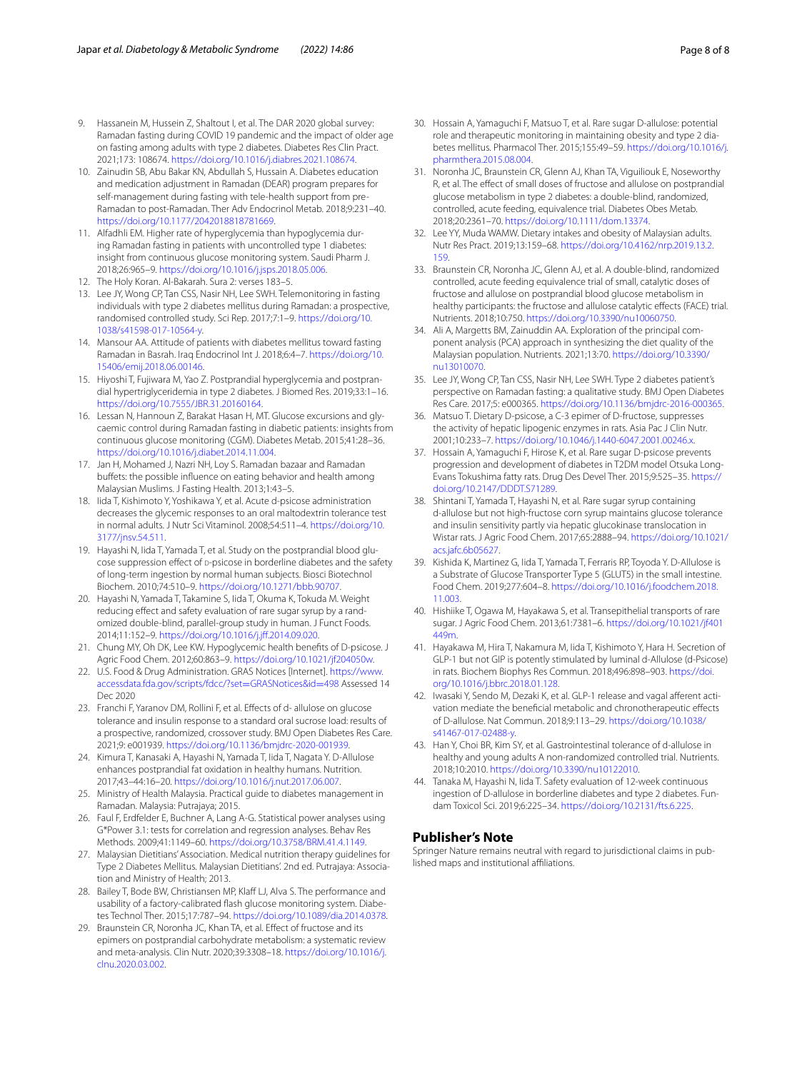9. Hassanein M, Hussein Z, Shaltout I, et al. The DAR 2020 global survey: Ramadan fasting during COVID 19 pandemic and the impact of older age on fasting among adults with type 2 diabetes. Diabetes Res Clin Pract. 2021;173: 108674. https://doi.org/10.1016/j.diabres.2021.108674.
10. Zainudin SB, Abu Bakar KN, Abdullah S, Hussain A. Diabetes education and medication adjustment in Ramadan (DEAR) program prepares for self-management during fasting with tele-health support from pre-Ramadan to post-Ramadan. Ther Adv Endocrinol Metab. 2018;9:231–40. https://doi.org/10.1177/2042018818781669.
11. Alfadhli EM. Higher rate of hyperglycemia than hypoglycemia during Ramadan fasting in patients with uncontrolled type 1 diabetes: insight from continuous glucose monitoring system. Saudi Pharm J. 2018;26:965–9. https://doi.org/10.1016/j.jsps.2018.05.006.
12. The Holy Koran. Al-Bakarah. Sura 2: verses 183–5.
13. Lee JY, Wong CP, Tan CSS, Nasir NH, Lee SWH. Telemonitoring in fasting individuals with type 2 diabetes mellitus during Ramadan: a prospective, randomised controlled study. Sci Rep. 2017;7:1–9. https://doi.org/10.1038/s41598-017-10564-y.
14. Mansour AA. Attitude of patients with diabetes mellitus toward fasting Ramadan in Basrah. Iraq Endocrinol Int J. 2018;6:4–7. https://doi.org/10.15406/emij.2018.06.00146.
15. Hiyoshi T, Fujiwara M, Yao Z. Postprandial hyperglycemia and postprandial hypertriglyceridemia in type 2 diabetes. J Biomed Res. 2019;33:1–16. https://doi.org/10.7555/JBR.31.20160164.
16. Lessan N, Hannoun Z, Barakat Hasan H, MT. Glucose excursions and glycaemic control during Ramadan fasting in diabetic patients: insights from continuous glucose monitoring (CGM). Diabetes Metab. 2015;41:28–36. https://doi.org/10.1016/j.diabet.2014.11.004.
17. Jan H, Mohamed J, Nazri NH, Loy S. Ramadan bazaar and Ramadan buffets: the possible influence on eating behavior and health among Malaysian Muslims. J Fasting Health. 2013;1:43–5.
18. Iida T, Kishimoto Y, Yoshikawa Y, et al. Acute d-psicose administration decreases the glycemic responses to an oral maltodextrin tolerance test in normal adults. J Nutr Sci Vitaminol. 2008;54:511–4. https://doi.org/10.3177/jnsv.54.511.
19. Hayashi N, Iida T, Yamada T, et al. Study on the postprandial blood glucose suppression effect of D-psicose in borderline diabetes and the safety of long-term ingestion by normal human subjects. Biosci Biotechnol Biochem. 2010;74:510–9. https://doi.org/10.1271/bbb.90707.
20. Hayashi N, Yamada T, Takamine S, Iida T, Okuma K, Tokuda M. Weight reducing effect and safety evaluation of rare sugar syrup by a randomized double-blind, parallel-group study in human. J Funct Foods. 2014;11:152–9. https://doi.org/10.1016/j.jff.2014.09.020.
21. Chung MY, Oh DK, Lee KW. Hypoglycemic health benefits of D-psicose. J Agric Food Chem. 2012;60:863–9. https://doi.org/10.1021/jf204050w.
22. U.S. Food & Drug Administration. GRAS Notices [Internet]. https://www.accessdata.fda.gov/scripts/fdcc/?set=GRASNotices&id=498 Assessed 14 Dec 2020
23. Franchi F, Yaranov DM, Rollini F, et al. Effects of d- allulose on glucose tolerance and insulin response to a standard oral sucrose load: results of a prospective, randomized, crossover study. BMJ Open Diabetes Res Care. 2021;9: e001939. https://doi.org/10.1136/bmjdrc-2020-001939.
24. Kimura T, Kanasaki A, Hayashi N, Yamada T, Iida T, Nagata Y. D-Allulose enhances postprandial fat oxidation in healthy humans. Nutrition. 2017;43–44:16–20. https://doi.org/10.1016/j.nut.2017.06.007.
25. Ministry of Health Malaysia. Practical guide to diabetes management in Ramadan. Malaysia: Putrajaya; 2015.
26. Faul F, Erdfelder E, Buchner A, Lang A-G. Statistical power analyses using G*Power 3.1: tests for correlation and regression analyses. Behav Res Methods. 2009;41:1149–60. https://doi.org/10.3758/BRM.41.4.1149.
27. Malaysian Dietitians' Association. Medical nutrition therapy guidelines for Type 2 Diabetes Mellitus. Malaysian Dietitians'. 2nd ed. Putrajaya: Association and Ministry of Health; 2013.
28. Bailey T, Bode BW, Christiansen MP, Klaff LJ, Alva S. The performance and usability of a factory-calibrated flash glucose monitoring system. Diabetes Technol Ther. 2015;17:787–94. https://doi.org/10.1089/dia.2014.0378.
29. Braunstein CR, Noronha JC, Khan TA, et al. Effect of fructose and its epimers on postprandial carbohydrate metabolism: a systematic review and meta-analysis. Clin Nutr. 2020;39:3308–18. https://doi.org/10.1016/j.clnu.2020.03.002.
30. Hossain A, Yamaguchi F, Matsuo T, et al. Rare sugar D-allulose: potential role and therapeutic monitoring in maintaining obesity and type 2 diabetes mellitus. Pharmacol Ther. 2015;155:49–59. https://doi.org/10.1016/j.pharmthera.2015.08.004.
31. Noronha JC, Braunstein CR, Glenn AJ, Khan TA, Viguiliouk E, Noseworthy R, et al. The effect of small doses of fructose and allulose on postprandial glucose metabolism in type 2 diabetes: a double-blind, randomized, controlled, acute feeding, equivalence trial. Diabetes Obes Metab. 2018;20:2361–70. https://doi.org/10.1111/dom.13374.
32. Lee YY, Muda WAMW. Dietary intakes and obesity of Malaysian adults. Nutr Res Pract. 2019;13:159–68. https://doi.org/10.4162/nrp.2019.13.2.159.
33. Braunstein CR, Noronha JC, Glenn AJ, et al. A double-blind, randomized controlled, acute feeding equivalence trial of small, catalytic doses of fructose and allulose on postprandial blood glucose metabolism in healthy participants: the fructose and allulose catalytic effects (FACE) trial. Nutrients. 2018;10:750. https://doi.org/10.3390/nu10060750.
34. Ali A, Margetts BM, Zainuddin AA. Exploration of the principal component analysis (PCA) approach in synthesizing the diet quality of the Malaysian population. Nutrients. 2021;13:70. https://doi.org/10.3390/nu13010070.
35. Lee JY, Wong CP, Tan CSS, Nasir NH, Lee SWH. Type 2 diabetes patient's perspective on Ramadan fasting: a qualitative study. BMJ Open Diabetes Res Care. 2017;5: e000365. https://doi.org/10.1136/bmjdrc-2016-000365.
36. Matsuo T. Dietary D-psicose, a C-3 epimer of D-fructose, suppresses the activity of hepatic lipogenic enzymes in rats. Asia Pac J Clin Nutr. 2001;10:233–7. https://doi.org/10.1046/j.1440-6047.2001.00246.x.
37. Hossain A, Yamaguchi F, Hirose K, et al. Rare sugar D-psicose prevents progression and development of diabetes in T2DM model Otsuka Long-Evans Tokushima fatty rats. Drug Des Devel Ther. 2015;9:525–35. https://doi.org/10.2147/DDDT.S71289.
38. Shintani T, Yamada T, Hayashi N, et al. Rare sugar syrup containing d-allulose but not high-fructose corn syrup maintains glucose tolerance and insulin sensitivity partly via hepatic glucokinase translocation in Wistar rats. J Agric Food Chem. 2017;65:2888–94. https://doi.org/10.1021/acs.jafc.6b05627.
39. Kishida K, Martinez G, Iida T, Yamada T, Ferraris RP, Toyoda Y. D-Allulose is a Substrate of Glucose Transporter Type 5 (GLUT5) in the small intestine. Food Chem. 2019;277:604–8. https://doi.org/10.1016/j.foodchem.2018.11.003.
40. Hishiike T, Ogawa M, Hayakawa S, et al. Transepithelial transports of rare sugar. J Agric Food Chem. 2013;61:7381–6. https://doi.org/10.1021/jf401449m.
41. Hayakawa M, Hira T, Nakamura M, Iida T, Kishimoto Y, Hara H. Secretion of GLP-1 but not GIP is potently stimulated by luminal d-Allulose (d-Psicose) in rats. Biochem Biophys Res Commun. 2018;496:898–903. https://doi.org/10.1016/j.bbrc.2018.01.128.
42. Iwasaki Y, Sendo M, Dezaki K, et al. GLP-1 release and vagal afferent activation mediate the beneficial metabolic and chronotherapeutic effects of D-allulose. Nat Commun. 2018;9:113–29. https://doi.org/10.1038/s41467-017-02488-y.
43. Han Y, Choi BR, Kim SY, et al. Gastrointestinal tolerance of d-allulose in healthy and young adults A non-randomized controlled trial. Nutrients. 2018;10:2010. https://doi.org/10.3390/nu10122010.
44. Tanaka M, Hayashi N, Iida T. Safety evaluation of 12-week continuous ingestion of D-allulose in borderline diabetes and type 2 diabetes. Fundam Toxicol Sci. 2019;6:225–34. https://doi.org/10.2131/fts.6.225.

## Publisher's Note

Springer Nature remains neutral with regard to jurisdictional claims in published maps and institutional affiliations.